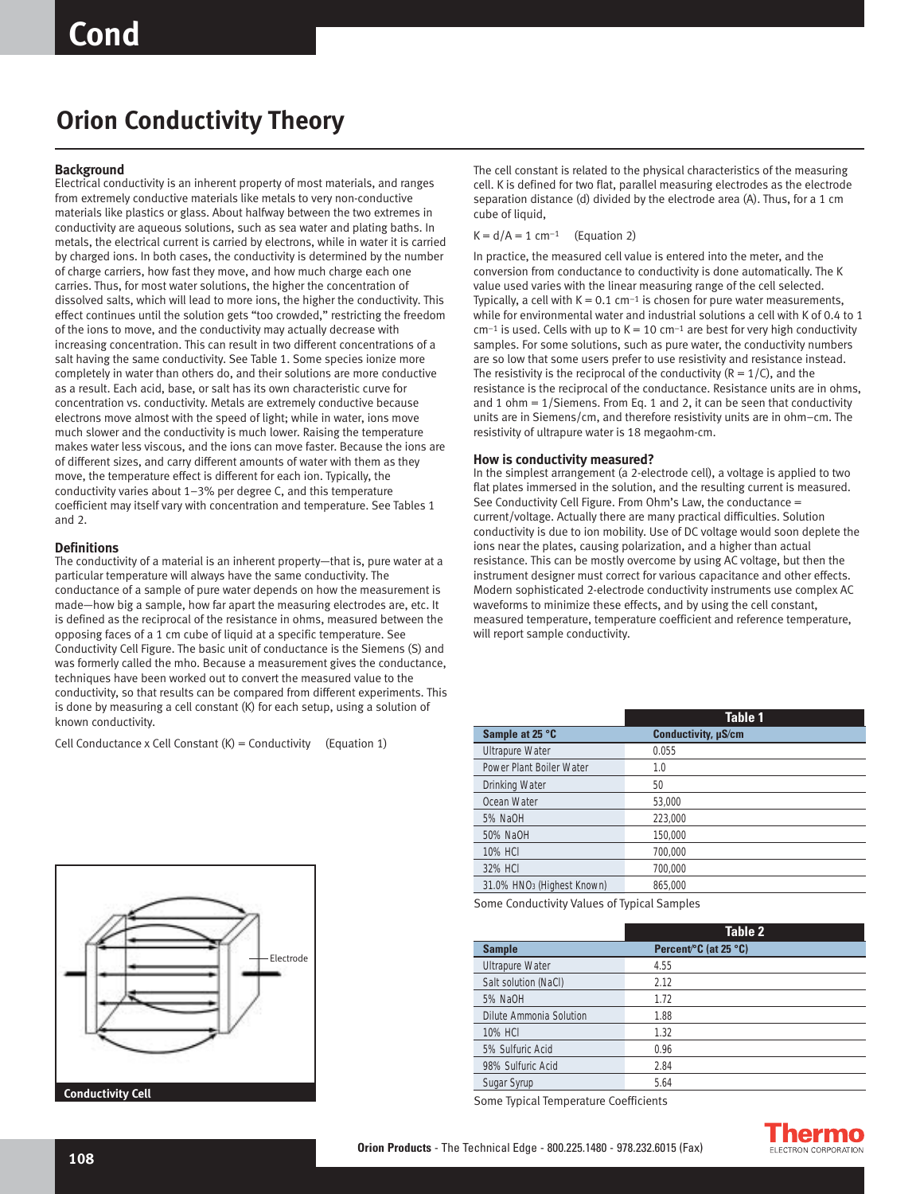# Orion Conductivity Theory

### Background

Electrical conductivity is an inherent property of most materials, and ranges from extremely conductive materials like metals to very non-conductive materials like plastics or glass. About halfway between the two extremes in conductivity are aqueous solutions, such as sea water and plating baths. In metals, the electrical current is carried by electrons, while in water it is carried by charged ions. In both cases, the conductivity is determined by the number of charge carriers, how fast they move, and how much charge each one carries. Thus, for most water solutions, the higher the concentration of dissolved salts, which will lead to more ions, the higher the conductivity. This effect continues until the solution gets "too crowded," restricting the freedom of the ions to move, and the conductivity may actually decrease with increasing concentration. This can result in two different concentrations of a salt having the same conductivity. See Table 1. Some species ionize more completely in water than others do, and their solutions are more conductive as a result. Each acid, base, or salt has its own characteristic curve for concentration vs. conductivity. Metals are extremely conductive because electrons move almost with the speed of light; while in water, ions move much slower and the conductivity is much lower. Raising the temperature makes water less viscous, and the ions can move faster. Because the ions are of different sizes, and carry different amounts of water with them as they move, the temperature effect is different for each ion. Typically, the conductivity varies about 1–3% per degree C, and this temperature coefficient may itself vary with concentration and temperature. See Tables 1 and 2.

### Definitions

The conductivity of a material is an inherent property—that is, pure water at a particular temperature will always have the same conductivity. The conductance of a sample of pure water depends on how the measurement is made—how big a sample, how far apart the measuring electrodes are, etc. It is defined as the reciprocal of the resistance in ohms, measured between the opposing faces of a 1 cm cube of liquid at a specific temperature. See Conductivity Cell Figure. The basic unit of conductance is the Siemens (S) and was formerly called the mho. Because a measurement gives the conductance, techniques have been worked out to convert the measured value to the conductivity, so that results can be compared from different experiments. This is done by measuring a cell constant (K) for each setup, using a solution of known conductivity.

Cell Conductance x Cell Constant (K) = Conductivity (Equation 1)

Conductivity Cell

The cell constant is related to the physical characteristics of the measuring cell. K is defined for two flat, parallel measuring electrodes as the electrode separation distance (d) divided by the electrode area (A). Thus, for a 1 cm cube of liquid,

$K = d/A = 1\ \text{cm}^{-1}$ (Equation 2)

In practice, the measured cell value is entered into the meter, and the conversion from conductance to conductivity is done automatically. The K value used varies with the linear measuring range of the cell selected. Typically, a cell with $K = 0.1\ \text{cm}^{-1}$ is chosen for pure water measurements, while for environmental water and industrial solutions a cell with K of 0.4 to 1 $\text{cm}^{-1}$ is used. Cells with up to $K = 10\ \text{cm}^{-1}$ are best for very high conductivity samples. For some solutions, such as pure water, the conductivity numbers are so low that some users prefer to use resistivity and resistance instead. The resistivity is the reciprocal of the conductivity ($R = 1/C$), and the resistance is the reciprocal of the conductance. Resistance units are in ohms, and 1 ohm = 1/Siemens. From Eq. 1 and 2, it can be seen that conductivity units are in Siemens/cm, and therefore resistivity units are in ohm–cm. The resistivity of ultrapure water is 18 megaohm-cm.

### How is conductivity measured?

In the simplest arrangement (a 2-electrode cell), a voltage is applied to two flat plates immersed in the solution, and the resulting current is measured. See Conductivity Cell Figure. From Ohm's Law, the conductance = current/voltage. Actually there are many practical difficulties. Solution conductivity is due to ion mobility. Use of DC voltage would soon deplete the ions near the plates, causing polarization, and a higher than actual resistance. This can be mostly overcome by using AC voltage, but then the instrument designer must correct for various capacitance and other effects. Modern sophisticated 2-electrode conductivity instruments use complex AC waveforms to minimize these effects, and by using the cell constant, measured temperature, temperature coefficient and reference temperature, will report sample conductivity.

**Table 1**

| Sample at 25 °C | Conductivity, µS/cm |
|---|---|
| Ultrapure Water | 0.055 |
| Power Plant Boiler Water | 1.0 |
| Drinking Water | 50 |
| Ocean Water | 53,000 |
| 5% NaOH | 223,000 |
| 50% NaOH | 150,000 |
| 10% HCl | 700,000 |
| 32% HCl | 700,000 |
| 31.0% $HNO_3$ (Highest Known) | 865,000 |

Some Conductivity Values of Typical Samples

**Table 2**

| Sample | Percent/°C (at 25 °C) |
|---|---|
| Ultrapure Water | 4.55 |
| Salt solution (NaCl) | 2.12 |
| 5% NaOH | 1.72 |
| Dilute Ammonia Solution | 1.88 |
| 10% HCl | 1.32 |
| 5% Sulfuric Acid | 0.96 |
| 98% Sulfuric Acid | 2.84 |
| Sugar Syrup | 5.64 |

Some Typical Temperature Coefficients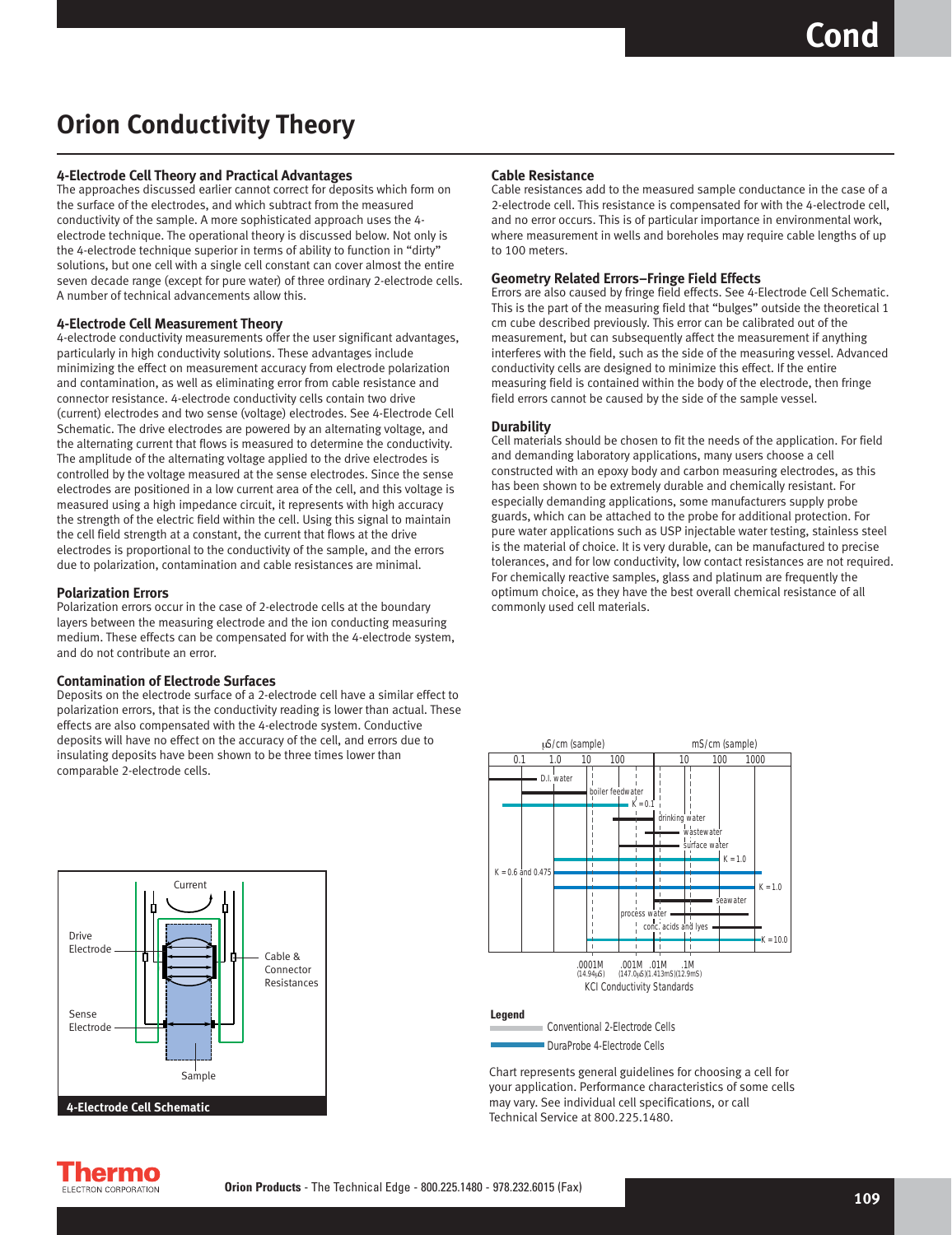# Orion Conductivity Theory

### 4-Electrode Cell Theory and Practical Advantages

The approaches discussed earlier cannot correct for deposits which form on the surface of the electrodes, and which subtract from the measured conductivity of the sample. A more sophisticated approach uses the 4-electrode technique. The operational theory is discussed below. Not only is the 4-electrode technique superior in terms of ability to function in "dirty" solutions, but one cell with a single cell constant can cover almost the entire seven decade range (except for pure water) of three ordinary 2-electrode cells. A number of technical advancements allow this.

### 4-Electrode Cell Measurement Theory

4-electrode conductivity measurements offer the user significant advantages, particularly in high conductivity solutions. These advantages include minimizing the effect on measurement accuracy from electrode polarization and contamination, as well as eliminating error from cable resistance and connector resistance. 4-electrode conductivity cells contain two drive (current) electrodes and two sense (voltage) electrodes. See 4-Electrode Cell Schematic. The drive electrodes are powered by an alternating voltage, and the alternating current that flows is measured to determine the conductivity. The amplitude of the alternating voltage applied to the drive electrodes is controlled by the voltage measured at the sense electrodes. Since the sense electrodes are positioned in a low current area of the cell, and this voltage is measured using a high impedance circuit, it represents with high accuracy the strength of the electric field within the cell. Using this signal to maintain the cell field strength at a constant, the current that flows at the drive electrodes is proportional to the conductivity of the sample, and the errors due to polarization, contamination and cable resistances are minimal.

### Polarization Errors

Polarization errors occur in the case of 2-electrode cells at the boundary layers between the measuring electrode and the ion conducting measuring medium. These effects can be compensated for with the 4-electrode system, and do not contribute an error.

### Contamination of Electrode Surfaces

Deposits on the electrode surface of a 2-electrode cell have a similar effect to polarization errors, that is the conductivity reading is lower than actual. These effects are also compensated with the 4-electrode system. Conductive deposits will have no effect on the accuracy of the cell, and errors due to insulating deposits have been shown to be three times lower than comparable 2-electrode cells.

Current
Drive Electrode
Cable & Connector Resistances
Sense Electrode
Sample

**4-Electrode Cell Schematic**

### Cable Resistance

Cable resistances add to the measured sample conductance in the case of a 2-electrode cell. This resistance is compensated for with the 4-electrode cell, and no error occurs. This is of particular importance in environmental work, where measurement in wells and boreholes may require cable lengths of up to 100 meters.

### Geometry Related Errors–Fringe Field Effects

Errors are also caused by fringe field effects. See 4-Electrode Cell Schematic. This is the part of the measuring field that "bulges" outside the theoretical 1 cm cube described previously. This error can be calibrated out of the measurement, but can subsequently affect the measurement if anything interferes with the field, such as the side of the measuring vessel. Advanced conductivity cells are designed to minimize this effect. If the entire measuring field is contained within the body of the electrode, then fringe field errors cannot be caused by the side of the sample vessel.

### Durability

Cell materials should be chosen to fit the needs of the application. For field and demanding laboratory applications, many users choose a cell constructed with an epoxy body and carbon measuring electrodes, as this has been shown to be extremely durable and chemically resistant. For especially demanding applications, some manufacturers supply probe guards, which can be attached to the probe for additional protection. For pure water applications such as USP injectable water testing, stainless steel is the material of choice. It is very durable, can be manufactured to precise tolerances, and for low conductivity, low contact resistances are not required. For chemically reactive samples, glass and platinum are frequently the optimum choice, as they have the best overall chemical resistance of all commonly used cell materials.

μS/cm (sample)
mS/cm (sample)
0.1 1.0 10 100 10 100 1000
D.I. water
boiler feedwater
K = 0.1
drinking water
wastewater
surface water
K = 1.0
K = 0.6 and 0.475
K = 1.0
seawater
process water
conc. acids and lyes
K = 10.0
.0001M (14.94μS) .001M (147.0μS) .01M (1.413mS) .1M (12.9mS)
KCl Conductivity Standards

**Legend**
Conventional 2-Electrode Cells
DuraProbe 4-Electrode Cells

Chart represents general guidelines for choosing a cell for your application. Performance characteristics of some cells may vary. See individual cell specifications, or call Technical Service at 800.225.1480.